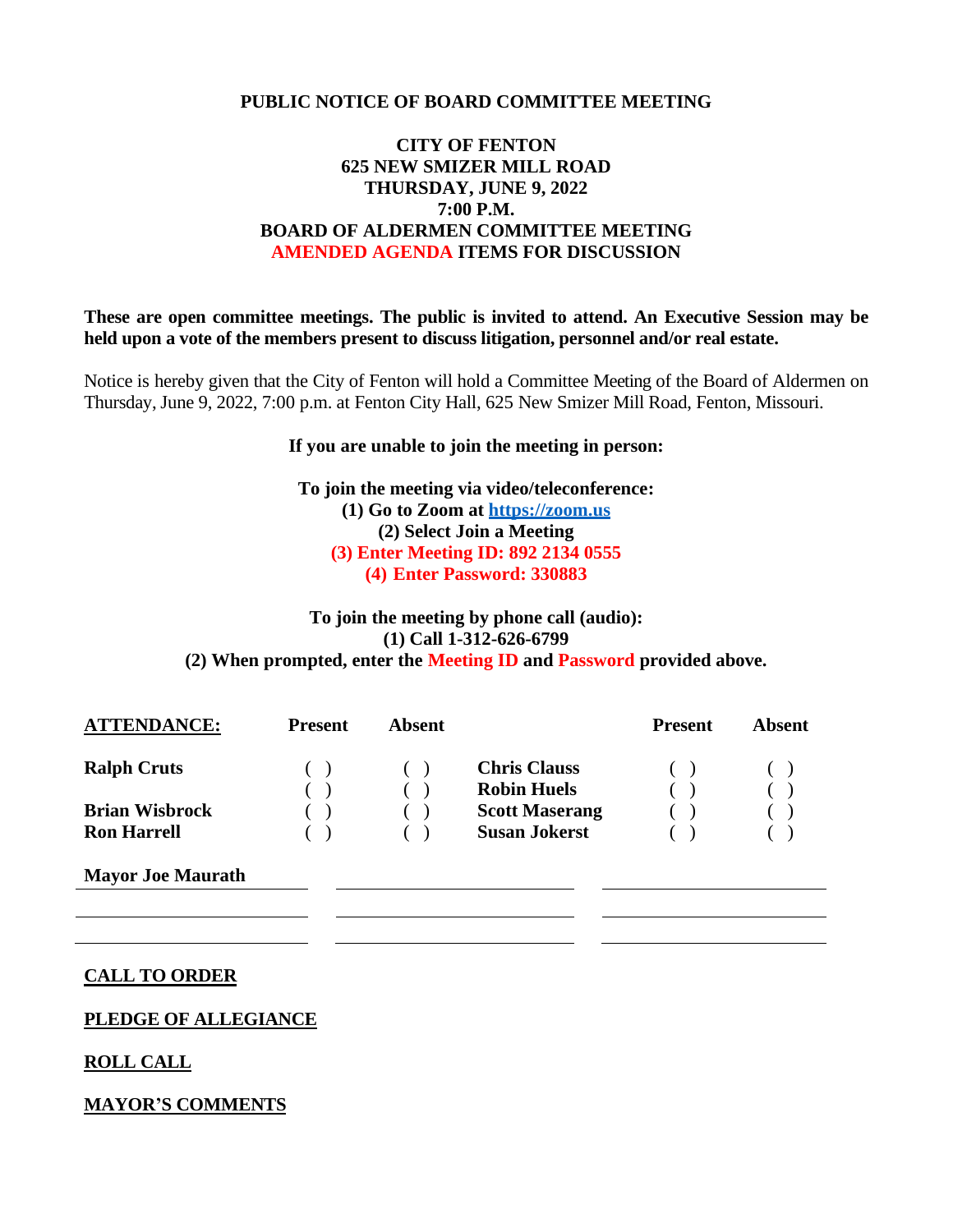**PUBLIC NOTICE OF BOARD COMMITTEE MEETING**

**CITY OF FENTON**
**625 NEW SMIZER MILL ROAD**
**THURSDAY, JUNE 9, 2022**
**7:00 P.M.**
**BOARD OF ALDERMEN COMMITTEE MEETING**
**AMENDED AGENDA ITEMS FOR DISCUSSION**

**These are open committee meetings. The public is invited to attend. An Executive Session may be held upon a vote of the members present to discuss litigation, personnel and/or real estate.**

Notice is hereby given that the City of Fenton will hold a Committee Meeting of the Board of Aldermen on Thursday, June 9, 2022, 7:00 p.m. at Fenton City Hall, 625 New Smizer Mill Road, Fenton, Missouri.

**If you are unable to join the meeting in person:**

**To join the meeting via video/teleconference:**
**(1) Go to Zoom at https://zoom.us**
**(2) Select Join a Meeting**
**(3) Enter Meeting ID: 892 2134 0555**
**(4) Enter Password: 330883**

**To join the meeting by phone call (audio):**
**(1) Call 1-312-626-6799**
**(2) When prompted, enter the Meeting ID and Password provided above.**

| ATTENDANCE: | Present | Absent | | Present | Absent |
|---|---|---|---|---|---|
| Ralph Cruts | ( ) | ( ) | Chris Clauss | ( ) | ( ) |
| | ( ) | ( ) | Robin Huels | ( ) | ( ) |
| Brian Wisbrock | ( ) | ( ) | Scott Maserang | ( ) | ( ) |
| Ron Harrell | ( ) | ( ) | Susan Jokerst | ( ) | ( ) |

**Mayor Joe Maurath** \_\_\_\_\_\_\_\_\_\_\_\_ \_\_\_\_\_\_\_\_\_\_\_\_ \_\_\_\_\_\_\_\_\_\_\_\_

\_\_\_\_\_\_\_\_\_\_\_\_ \_\_\_\_\_\_\_\_\_\_\_\_ \_\_\_\_\_\_\_\_\_\_\_\_

\_\_\_\_\_\_\_\_\_\_\_\_ \_\_\_\_\_\_\_\_\_\_\_\_ \_\_\_\_\_\_\_\_\_\_\_\_

**CALL TO ORDER**

**PLEDGE OF ALLEGIANCE**

**ROLL CALL**

**MAYOR'S COMMENTS**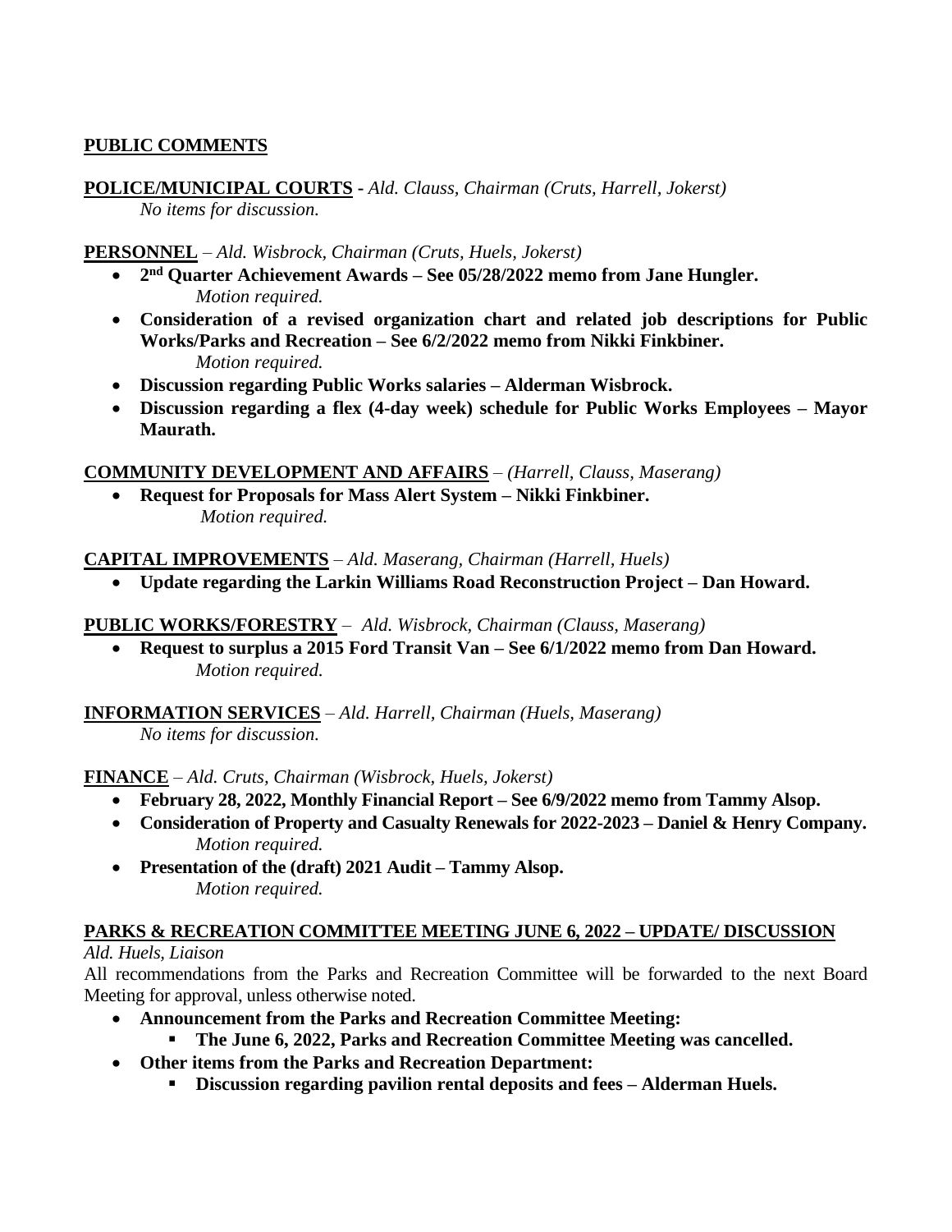**PUBLIC COMMENTS**

**POLICE/MUNICIPAL COURTS** - *Ald. Clauss, Chairman (Cruts, Harrell, Jokerst)*

*No items for discussion.*

**PERSONNEL** – *Ald. Wisbrock, Chairman (Cruts, Huels, Jokerst)*

- **2nd Quarter Achievement Awards – See 05/28/2022 memo from Jane Hungler.**
  *Motion required.*
- **Consideration of a revised organization chart and related job descriptions for Public Works/Parks and Recreation – See 6/2/2022 memo from Nikki Finkbiner.**
  *Motion required.*
- **Discussion regarding Public Works salaries – Alderman Wisbrock.**
- **Discussion regarding a flex (4-day week) schedule for Public Works Employees – Mayor Maurath.**

**COMMUNITY DEVELOPMENT AND AFFAIRS** – *(Harrell, Clauss, Maserang)*

- **Request for Proposals for Mass Alert System – Nikki Finkbiner.**
  *Motion required.*

**CAPITAL IMPROVEMENTS** – *Ald. Maserang, Chairman (Harrell, Huels)*

- **Update regarding the Larkin Williams Road Reconstruction Project – Dan Howard.**

**PUBLIC WORKS/FORESTRY** – *Ald. Wisbrock, Chairman (Clauss, Maserang)*

- **Request to surplus a 2015 Ford Transit Van – See 6/1/2022 memo from Dan Howard.**
  *Motion required.*

**INFORMATION SERVICES** – *Ald. Harrell, Chairman (Huels, Maserang)*

*No items for discussion.*

**FINANCE** – *Ald. Cruts, Chairman (Wisbrock, Huels, Jokerst)*

- **February 28, 2022, Monthly Financial Report – See 6/9/2022 memo from Tammy Alsop.**
- **Consideration of Property and Casualty Renewals for 2022-2023 – Daniel & Henry Company.**
  *Motion required.*
- **Presentation of the (draft) 2021 Audit – Tammy Alsop.**
  *Motion required.*

**PARKS & RECREATION COMMITTEE MEETING JUNE 6, 2022 – UPDATE/ DISCUSSION**

*Ald. Huels, Liaison*

All recommendations from the Parks and Recreation Committee will be forwarded to the next Board Meeting for approval, unless otherwise noted.

- **Announcement from the Parks and Recreation Committee Meeting:**
  - **The June 6, 2022, Parks and Recreation Committee Meeting was cancelled.**
- **Other items from the Parks and Recreation Department:**
  - **Discussion regarding pavilion rental deposits and fees – Alderman Huels.**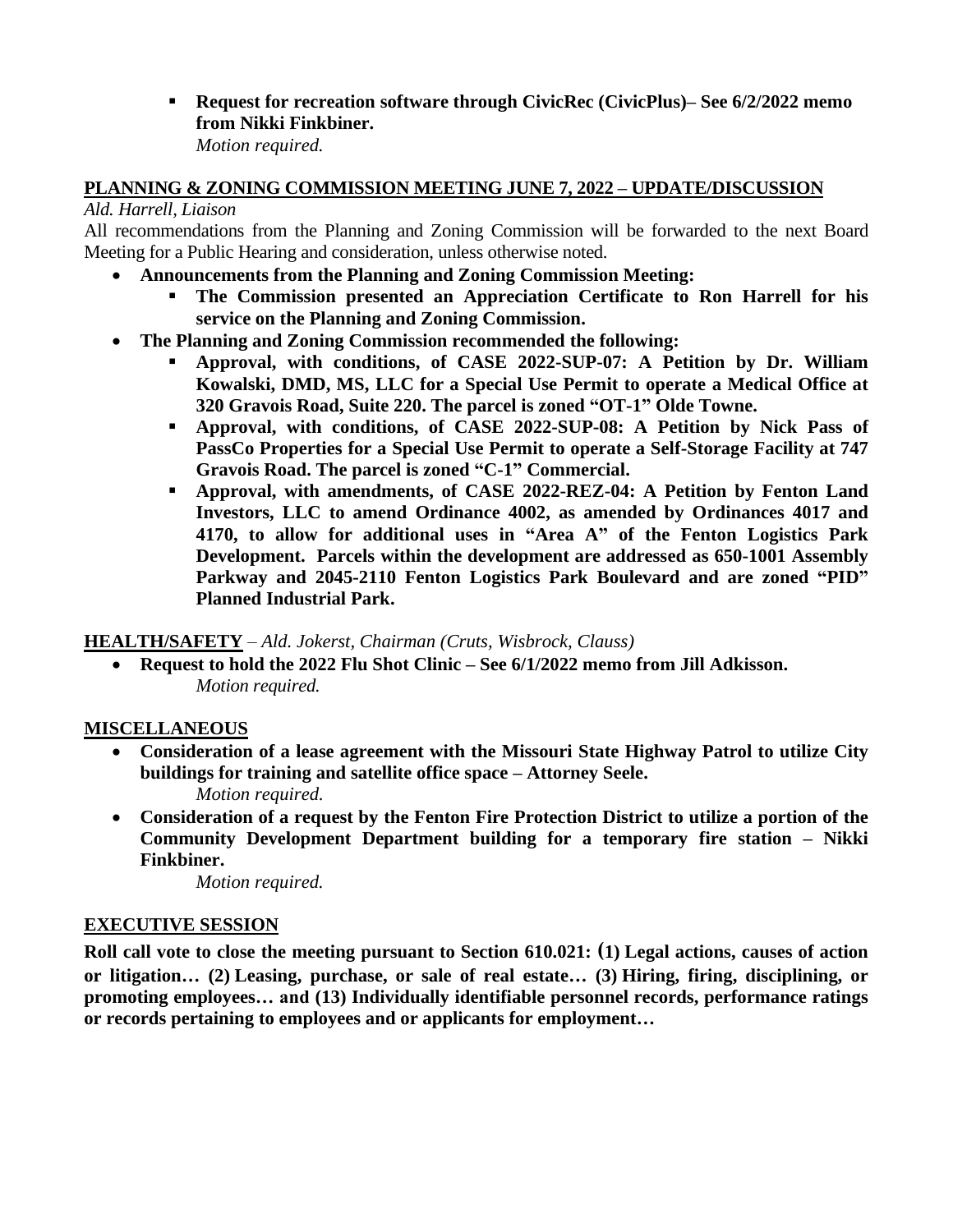- **Request for recreation software through CivicRec (CivicPlus)– See 6/2/2022 memo from Nikki Finkbiner.**
  *Motion required.*

**PLANNING & ZONING COMMISSION MEETING JUNE 7, 2022 – UPDATE/DISCUSSION**

*Ald. Harrell, Liaison*

All recommendations from the Planning and Zoning Commission will be forwarded to the next Board Meeting for a Public Hearing and consideration, unless otherwise noted.

- **Announcements from the Planning and Zoning Commission Meeting:**
  - **The Commission presented an Appreciation Certificate to Ron Harrell for his service on the Planning and Zoning Commission.**
- **The Planning and Zoning Commission recommended the following:**
  - **Approval, with conditions, of CASE 2022-SUP-07: A Petition by Dr. William Kowalski, DMD, MS, LLC for a Special Use Permit to operate a Medical Office at 320 Gravois Road, Suite 220. The parcel is zoned "OT-1" Olde Towne.**
  - **Approval, with conditions, of CASE 2022-SUP-08: A Petition by Nick Pass of PassCo Properties for a Special Use Permit to operate a Self-Storage Facility at 747 Gravois Road. The parcel is zoned "C-1" Commercial.**
  - **Approval, with amendments, of CASE 2022-REZ-04: A Petition by Fenton Land Investors, LLC to amend Ordinance 4002, as amended by Ordinances 4017 and 4170, to allow for additional uses in "Area A" of the Fenton Logistics Park Development. Parcels within the development are addressed as 650-1001 Assembly Parkway and 2045-2110 Fenton Logistics Park Boulevard and are zoned "PID" Planned Industrial Park.**

**HEALTH/SAFETY** – *Ald. Jokerst, Chairman (Cruts, Wisbrock, Clauss)*

- **Request to hold the 2022 Flu Shot Clinic – See 6/1/2022 memo from Jill Adkisson.**
  *Motion required.*

**MISCELLANEOUS**

- **Consideration of a lease agreement with the Missouri State Highway Patrol to utilize City buildings for training and satellite office space – Attorney Seele.**
  *Motion required.*
- **Consideration of a request by the Fenton Fire Protection District to utilize a portion of the Community Development Department building for a temporary fire station – Nikki Finkbiner.**
  *Motion required.*

**EXECUTIVE SESSION**

**Roll call vote to close the meeting pursuant to Section 610.021: (1) Legal actions, causes of action or litigation… (2) Leasing, purchase, or sale of real estate… (3) Hiring, firing, disciplining, or promoting employees… and (13) Individually identifiable personnel records, performance ratings or records pertaining to employees and or applicants for employment…**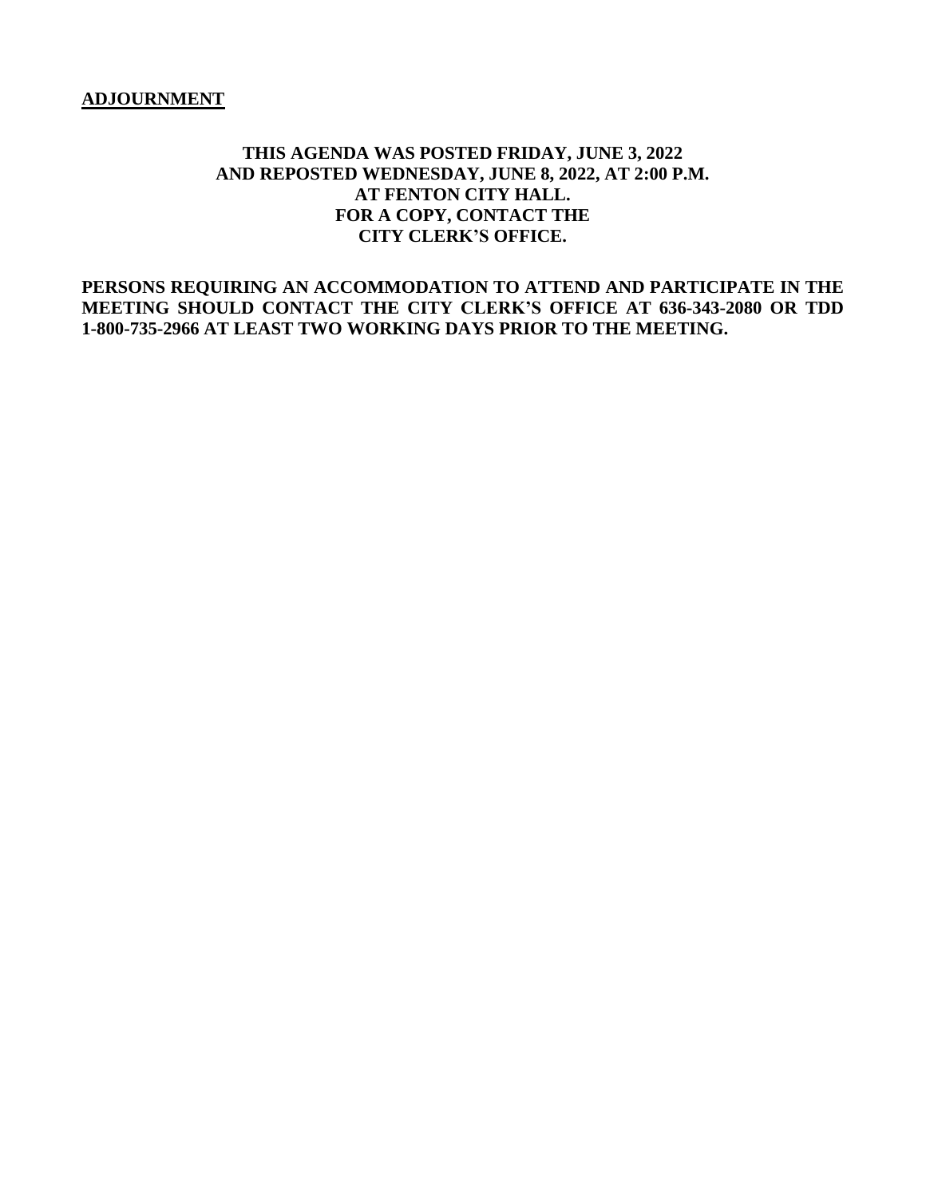**ADJOURNMENT**

**THIS AGENDA WAS POSTED FRIDAY, JUNE 3, 2022**
**AND REPOSTED WEDNESDAY, JUNE 8, 2022, AT 2:00 P.M.**
**AT FENTON CITY HALL.**
**FOR A COPY, CONTACT THE**
**CITY CLERK'S OFFICE.**

**PERSONS REQUIRING AN ACCOMMODATION TO ATTEND AND PARTICIPATE IN THE MEETING SHOULD CONTACT THE CITY CLERK'S OFFICE AT 636-343-2080 OR TDD 1-800-735-2966 AT LEAST TWO WORKING DAYS PRIOR TO THE MEETING.**